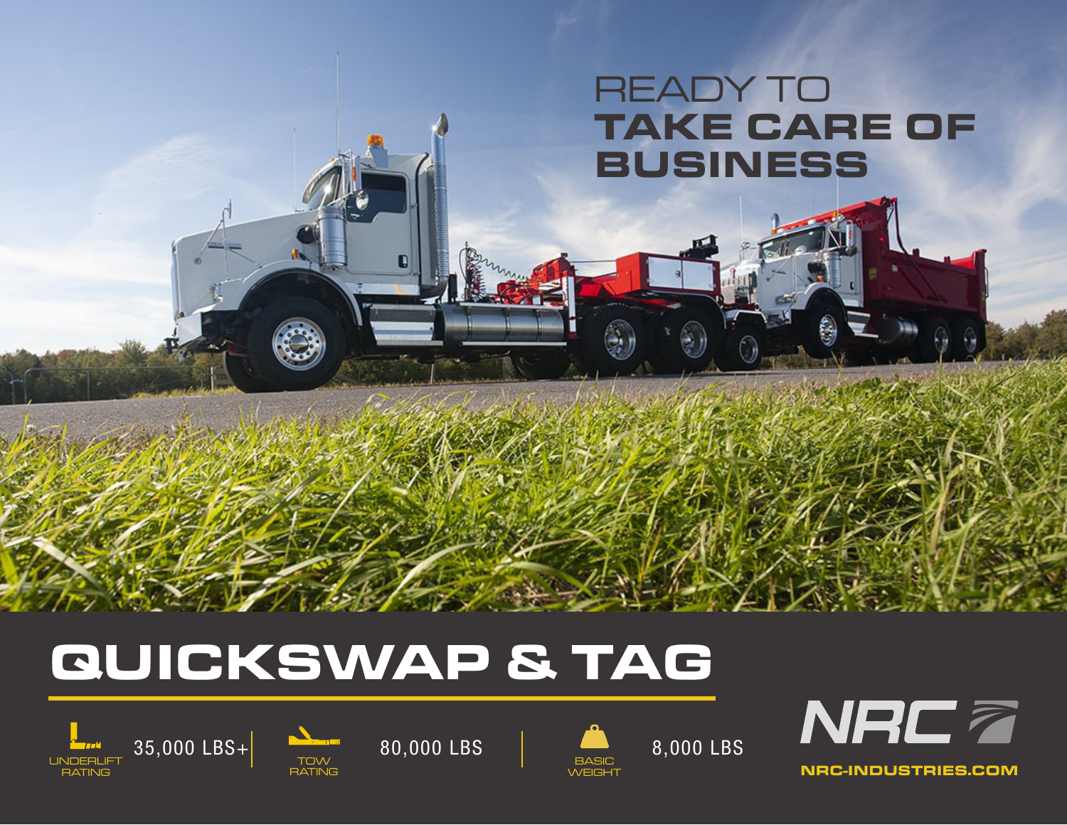READY TO
**TAKE CARE OF BUSINESS**

# QUICKSWAP & TAG

UNDERLIFT RATING 35,000 LBS+

TOW RATING 80,000 LBS

BASIC WEIGHT 8,000 LBS

NRC

NRC-INDUSTRIES.COM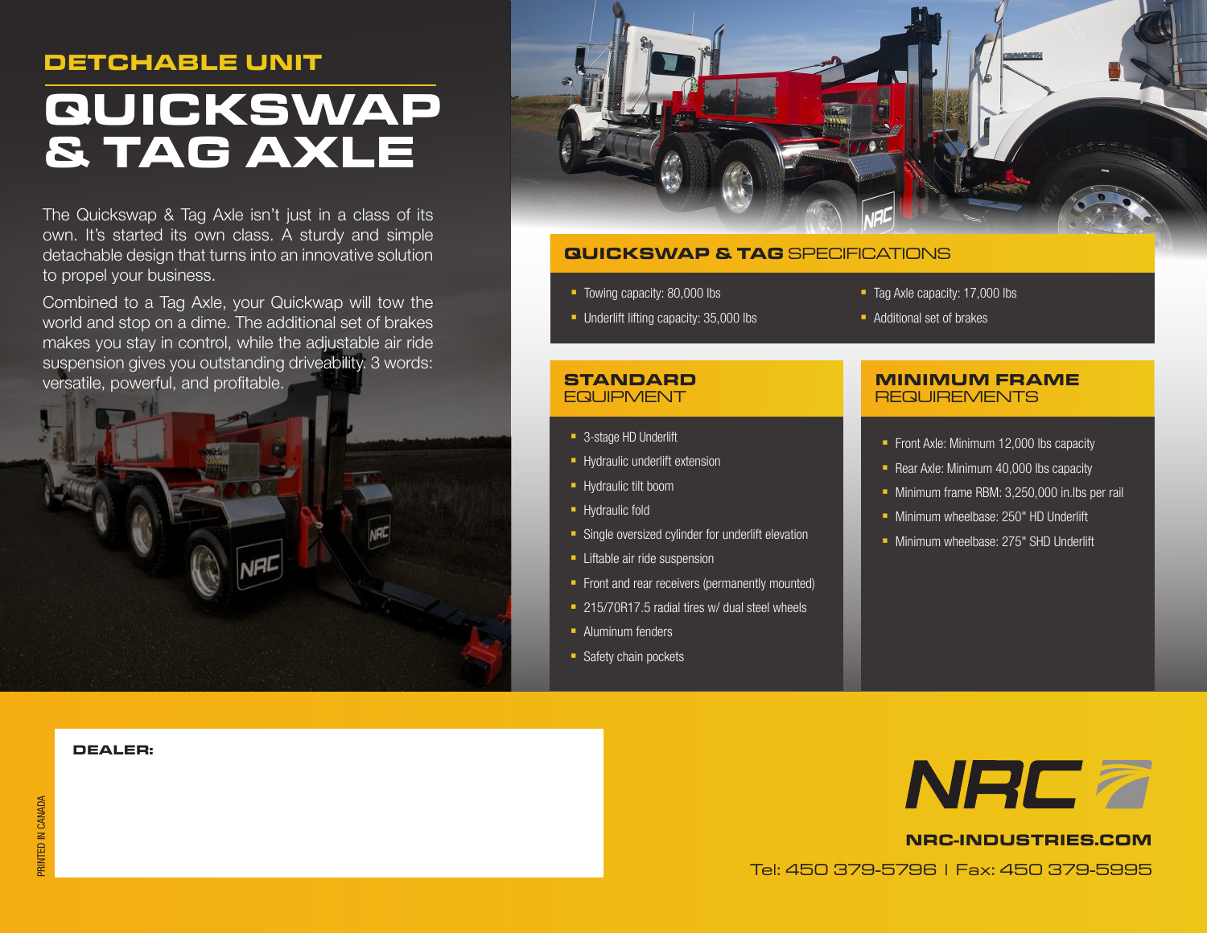## DETCHABLE UNIT

# QUICKSWAP & TAG AXLE

The Quickswap & Tag Axle isn't just in a class of its own. It's started its own class. A sturdy and simple detachable design that turns into an innovative solution to propel your business.

Combined to a Tag Axle, your Quickwap will tow the world and stop on a dime. The additional set of brakes makes you stay in control, while the adjustable air ride suspension gives you outstanding driveability. 3 words: versatile, powerful, and profitable.

## QUICKSWAP & TAG SPECIFICATIONS

- Towing capacity: 80,000 lbs
- Underlift lifting capacity: 35,000 lbs
- Tag Axle capacity: 17,000 lbs
- Additional set of brakes

## STANDARD EQUIPMENT

- 3-stage HD Underlift
- Hydraulic underlift extension
- Hydraulic tilt boom
- Hydraulic fold
- Single oversized cylinder for underlift elevation
- Liftable air ride suspension
- Front and rear receivers (permanently mounted)
- 215/70R17.5 radial tires w/ dual steel wheels
- Aluminum fenders
- Safety chain pockets

## MINIMUM FRAME REQUIREMENTS

- Front Axle: Minimum 12,000 lbs capacity
- Rear Axle: Minimum 40,000 lbs capacity
- Minimum frame RBM: 3,250,000 in.lbs per rail
- Minimum wheelbase: 250" HD Underlift
- Minimum wheelbase: 275" SHD Underlift

**DEALER:**

PRINTED IN CANADA

NRC

**NRC-INDUSTRIES.COM**

Tel: 450 379-5796 | Fax: 450 379-5995